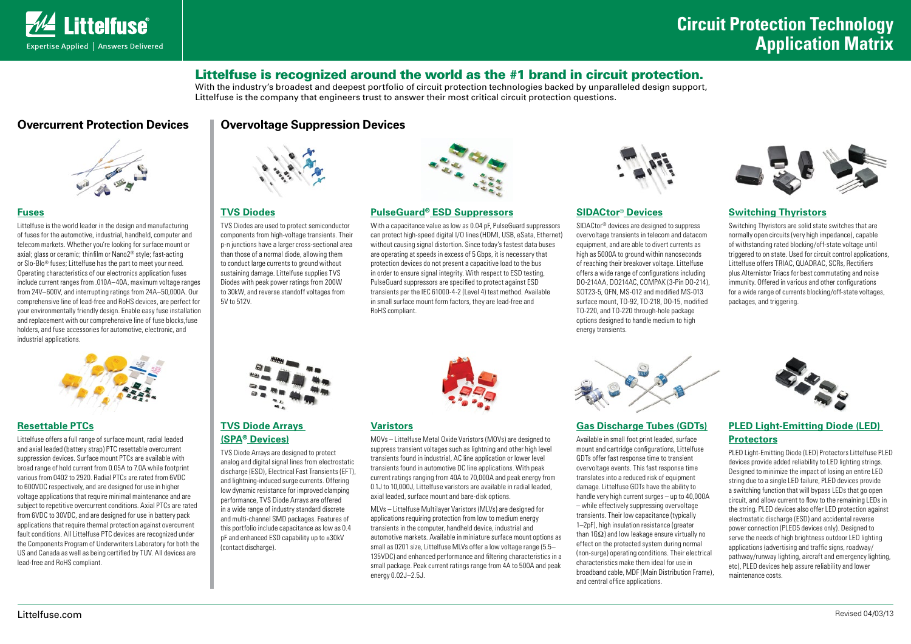# Circuit Protection Technology Application Matrix

## Littelfuse is recognized around the world as the #1 brand in circuit protection.

With the industry's broadest and deepest portfolio of circuit protection technologies backed by unparalleled design support, Littelfuse is the company that engineers trust to answer their most critical circuit protection questions.

## Overcurrent Protection Devices

### Fuses

Littelfuse is the world leader in the design and manufacturing of fuses for the automotive, industrial, handheld, computer and telecom markets. Whether you're looking for surface mount or axial; glass or ceramic; thinfilm or Nano2® style; fast-acting or Slo-Blo® fuses; Littelfuse has the part to meet your need. Operating characteristics of our electronics application fuses include current ranges from .010A–40A, maximum voltage ranges from 24V–600V, and interrupting ratings from 24A–50,000A. Our comprehensive line of lead-free and RoHS devices, are perfect for your environmentally friendly design. Enable easy fuse installation and replacement with our comprehensive line of fuse blocks,fuse holders, and fuse accessories for automotive, electronic, and industrial applications.

### Resettable PTCs

Littelfuse offers a full range of surface mount, radial leaded and axial leaded (battery strap) PTC resettable overcurrent suppression devices. Surface mount PTCs are available with broad range of hold current from 0.05A to 7.0A while footprint various from 0402 to 2920. Radial PTCs are rated from 6VDC to 600VDC respectively, and are designed for use in higher voltage applications that require minimal maintenance and are subject to repetitive overcurrent conditions. Axial PTCs are rated from 6VDC to 30VDC, and are designed for use in battery pack applications that require thermal protection against overcurrent fault conditions. All Littelfuse PTC devices are recognized under the Components Program of Underwriters Laboratory for both the US and Canada as well as being certified by TUV. All devices are lead-free and RoHS compliant.

## Overvoltage Suppression Devices

### TVS Diodes

TVS Diodes are used to protect semiconductor components from high-voltage transients. Their p-n junctions have a larger cross-sectional area than those of a normal diode, allowing them to conduct large currents to ground without sustaining damage. Littelfuse supplies TVS Diodes with peak power ratings from 200W to 30kW, and reverse standoff voltages from 5V to 512V.

### PulseGuard® ESD Suppressors

With a capacitance value as low as 0.04 pF, PulseGuard suppressors can protect high-speed digital I/O lines (HDMI, USB, eSata, Ethernet) without causing signal distortion. Since today's fastest data buses are operating at speeds in excess of 5 Gbps, it is necessary that protection devices do not present a capacitive load to the bus in order to ensure signal integrity. With respect to ESD testing, PulseGuard suppressors are specified to protect against ESD transients per the IEC 61000-4-2 (Level 4) test method. Available in small surface mount form factors, they are lead-free and RoHS compliant.

### SIDACtor® Devices

SIDACtor® devices are designed to suppress overvoltage transients in telecom and datacom equipment, and are able to divert currents as high as 5000A to ground within nanoseconds of reaching their breakover voltage. Littelfuse offers a wide range of configurations including DO-214AA, DO214AC, COMPAK (3-Pin DO-214), SOT23-5, QFN, MS-012 and modified MS-013 surface mount, TO-92, TO-218, DO-15, modified TO-220, and TO-220 through-hole package options designed to handle medium to high energy transients.

### Switching Thyristors

Switching Thyristors are solid state switches that are normally open circuits (very high impedance), capable of withstanding rated blocking/off-state voltage until triggered to on state. Used for circuit control applications, Littelfuse offers TRIAC, QUADRAC, SCRs, Rectifiers plus Alternistor Triacs for best commutating and noise immunity. Offered in various and other configurations for a wide range of currents blocking/off-state voltages, packages, and triggering.

### TVS Diode Arrays (SPA® Devices)

TVS Diode Arrays are designed to protect analog and digital signal lines from electrostatic discharge (ESD), Electrical Fast Transients (EFT), and lightning-induced surge currents. Offering low dynamic resistance for improved clamping performance, TVS Diode Arrays are offered in a wide range of industry standard discrete and multi-channel SMD packages. Features of this portfolio include capacitance as low as 0.4 pF and enhanced ESD capability up to ±30kV (contact discharge).

### Varistors

MOVs – Littelfuse Metal Oxide Varistors (MOVs) are designed to suppress transient voltages such as lightning and other high level transients found in industrial, AC line application or lower level transients found in automotive DC line applications. With peak current ratings ranging from 40A to 70,000A and peak energy from 0.1J to 10,000J, Littelfuse varistors are available in radial leaded, axial leaded, surface mount and bare-disk options.

MLVs – Littelfuse Multilayer Varistors (MLVs) are designed for applications requiring protection from low to medium energy transients in the computer, handheld device, industrial and automotive markets. Available in miniature surface mount options as small as 0201 size, Littelfuse MLVs offer a low voltage range (5.5–135VDC) and enhanced performance and filtering characteristics in a small package. Peak current ratings range from 4A to 500A and peak energy 0.02J–2.5J.

### Gas Discharge Tubes (GDTs)

Available in small foot print leaded, surface mount and cartridge configurations, Littelfuse GDTs offer fast response time to transient overvoltage events. This fast response time translates into a reduced risk of equipment damage. Littelfuse GDTs have the ability to handle very high current surges – up to 40,000A – while effectively suppressing overvoltage transients. Their low capacitance (typically 1–2pF), high insulation resistance (greater than 1GΩ) and low leakage ensure virtually no effect on the protected system during normal (non-surge) operating conditions. Their electrical characteristics make them ideal for use in broadband cable, MDF (Main Distribution Frame), and central office applications.

### PLED Light-Emitting Diode (LED) Protectors

PLED Light-Emitting Diode (LED) Protectors Littelfuse PLED devices provide added reliability to LED lighting strings. Designed to minimize the impact of losing an entire LED string due to a single LED failure, PLED devices provide a switching function that will bypass LEDs that go open circuit, and allow current to flow to the remaining LEDs in the string. PLED devices also offer LED protection against electrostatic discharge (ESD) and accidental reverse power connection (PLED5 devices only). Designed to serve the needs of high brightness outdoor LED lighting applications (advertising and traffic signs, roadway/pathway/runway lighting, aircraft and emergency lighting, etc), PLED devices help assure reliability and lower maintenance costs.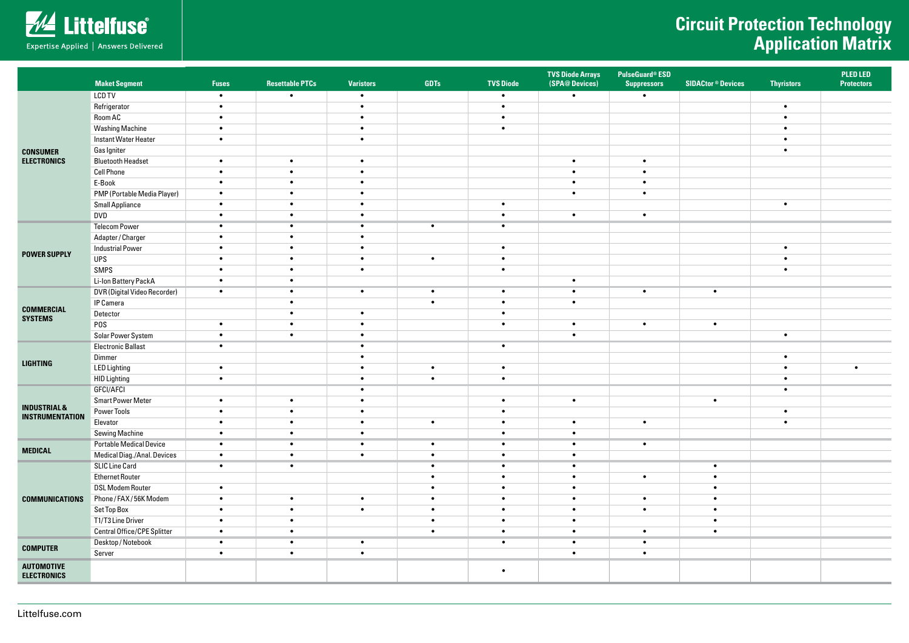# Circuit Protection Technology Application Matrix

| | Maket Segment | Fuses | Resettable PTCs | Varistors | GDTs | TVS Diode | TVS Diode Arrays (SPA@ Devices) | PulseGuard® ESD Suppressors | SIDACtor® Devices | Thyristors | PLED LED Protectors |
|---|---|---|---|---|---|---|---|---|---|---|---|
| **CONSUMER ELECTRONICS** | LCD TV | • | • | • | | • | • | • | | | |
| | Refrigerator | • | | • | | • | | | | • | |
| | Room AC | • | | • | | • | | | | • | |
| | Washing Machine | • | | • | | • | | | | • | |
| | Instant Water Heater | • | | • | | | | | | • | |
| | Gas Igniter | | | | | | | | | • | |
| | Bluetooth Headset | • | • | • | | | • | • | | | |
| | Cell Phone | • | • | • | | | • | • | | | |
| | E-Book | • | • | • | | | • | • | | | |
| | PMP (Portable Media Player) | • | • | • | | | • | • | | | |
| | Small Appliance | • | • | • | | • | | | | • | |
| | DVD | • | • | • | | • | • | • | | | |
| **POWER SUPPLY** | Telecom Power | • | • | • | • | • | | | | | |
| | Adapter / Charger | • | • | • | | | | | | | |
| | Industrial Power | • | • | • | | • | | | | • | |
| | UPS | • | • | • | • | • | | | | • | |
| | SMPS | • | • | • | | • | | | | • | |
| | Li-Ion Battery Pack A | • | • | | | | • | | | | |
| **COMMERCIAL SYSTEMS** | DVR (Digital Video Recorder) | • | • | • | • | • | • | • | • | | |
| | IP Camera | | • | | • | • | • | | | | |
| | Detector | | • | • | | • | | | | | |
| | POS | • | • | • | | • | • | • | • | | |
| | Solar Power System | • | • | • | | | • | | | • | |
| **LIGHTING** | Electronic Ballast | • | | • | | • | | | | | |
| | Dimmer | | | • | | | | | | • | |
| | LED Lighting | • | | • | • | • | | | | • | • |
| | HID Lighting | • | | • | • | • | | | | • | |
| **INDUSTRIAL & INSTRUMENTATION** | GFCI/AFCI | | | • | | | | | | • | |
| | Smart Power Meter | • | • | • | | • | • | | • | | |
| | Power Tools | • | • | • | | • | | | | • | |
| | Elevator | • | • | • | • | • | • | • | | • | |
| | Sewing Machine | • | • | • | | • | • | | | | |
| **MEDICAL** | Portable Medical Device | • | • | • | • | • | • | • | | | |
| | Medical Diag./Anal. Devices | • | • | • | • | • | • | | | | |
| **COMMUNICATIONS** | SLIC Line Card | • | • | | • | • | • | | • | | |
| | Ethernet Router | | | | • | • | • | • | • | | |
| | DSL Modem Router | • | | | • | • | • | | • | | |
| | Phone / FAX / 56K Modem | • | • | • | • | • | • | • | • | | |
| | Set Top Box | • | • | • | • | • | • | • | • | | |
| | T1/T3 Line Driver | • | • | | • | • | • | | • | | |
| | Central Office/CPE Splitter | • | • | | • | • | • | • | • | | |
| **COMPUTER** | Desktop / Notebook | • | • | • | | • | • | • | | | |
| | Server | • | • | • | | | • | • | | | |
| **AUTOMOTIVE ELECTRONICS** | | | | | | • | | | | | |

Littelfuse.com